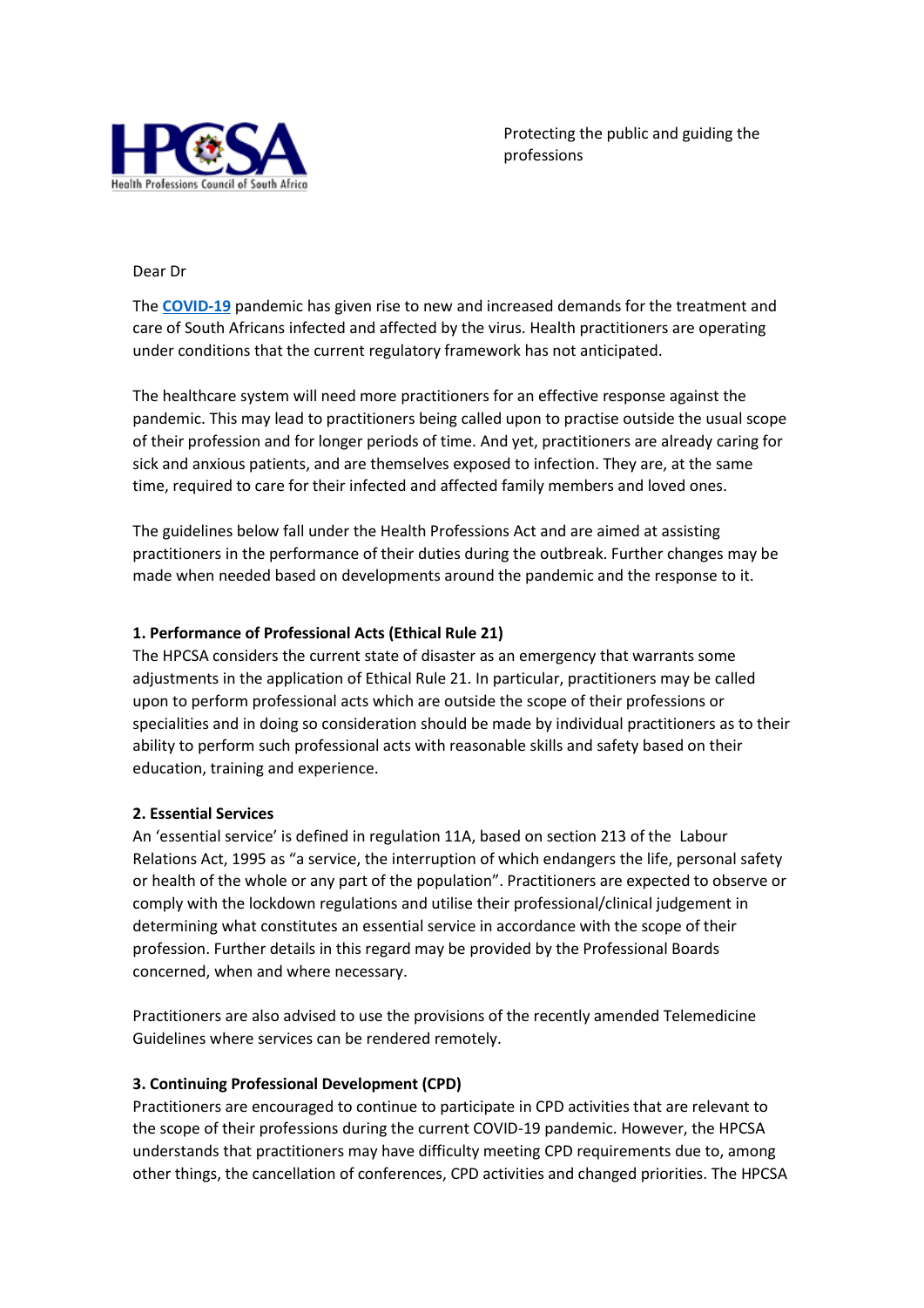Protecting the public and guiding the professions

Dear Dr

The **COVID-19** pandemic has given rise to new and increased demands for the treatment and care of South Africans infected and affected by the virus. Health practitioners are operating under conditions that the current regulatory framework has not anticipated.

The healthcare system will need more practitioners for an effective response against the pandemic. This may lead to practitioners being called upon to practise outside the usual scope of their profession and for longer periods of time. And yet, practitioners are already caring for sick and anxious patients, and are themselves exposed to infection. They are, at the same time, required to care for their infected and affected family members and loved ones.

The guidelines below fall under the Health Professions Act and are aimed at assisting practitioners in the performance of their duties during the outbreak. Further changes may be made when needed based on developments around the pandemic and the response to it.

**1. Performance of Professional Acts (Ethical Rule 21)**

The HPCSA considers the current state of disaster as an emergency that warrants some adjustments in the application of Ethical Rule 21. In particular, practitioners may be called upon to perform professional acts which are outside the scope of their professions or specialities and in doing so consideration should be made by individual practitioners as to their ability to perform such professional acts with reasonable skills and safety based on their education, training and experience.

**2. Essential Services**

An 'essential service' is defined in regulation 11A, based on section 213 of the Labour Relations Act, 1995 as "a service, the interruption of which endangers the life, personal safety or health of the whole or any part of the population". Practitioners are expected to observe or comply with the lockdown regulations and utilise their professional/clinical judgement in determining what constitutes an essential service in accordance with the scope of their profession. Further details in this regard may be provided by the Professional Boards concerned, when and where necessary.

Practitioners are also advised to use the provisions of the recently amended Telemedicine Guidelines where services can be rendered remotely.

**3. Continuing Professional Development (CPD)**

Practitioners are encouraged to continue to participate in CPD activities that are relevant to the scope of their professions during the current COVID-19 pandemic. However, the HPCSA understands that practitioners may have difficulty meeting CPD requirements due to, among other things, the cancellation of conferences, CPD activities and changed priorities. The HPCSA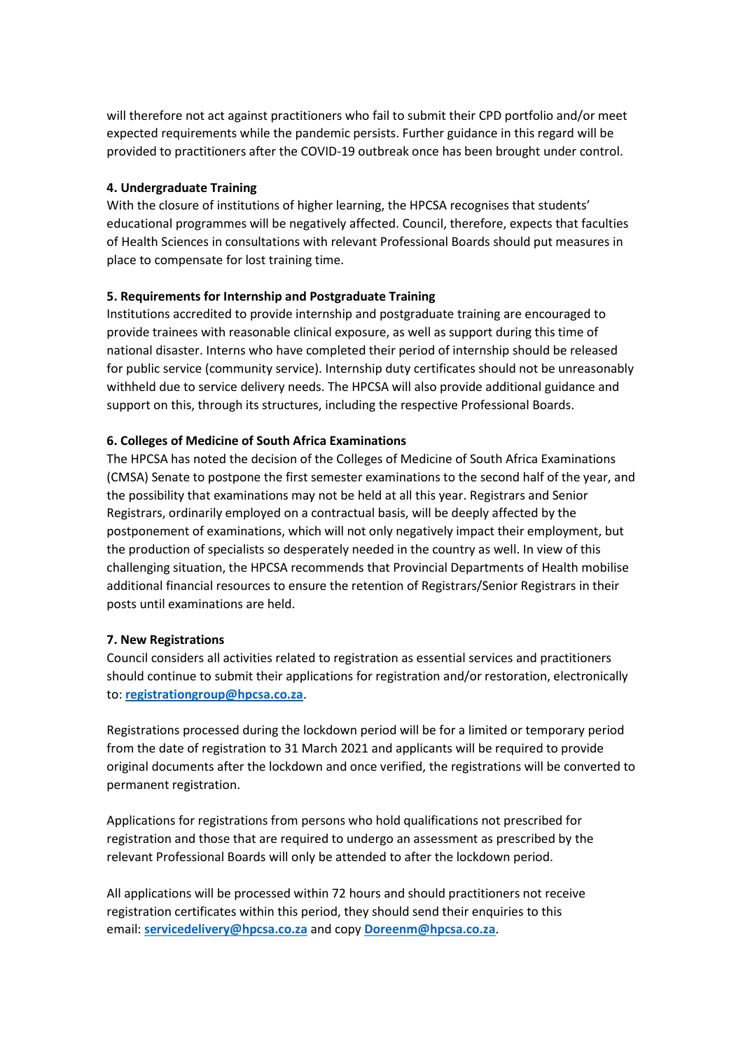will therefore not act against practitioners who fail to submit their CPD portfolio and/or meet expected requirements while the pandemic persists. Further guidance in this regard will be provided to practitioners after the COVID-19 outbreak once has been brought under control.

**4. Undergraduate Training**

With the closure of institutions of higher learning, the HPCSA recognises that students' educational programmes will be negatively affected. Council, therefore, expects that faculties of Health Sciences in consultations with relevant Professional Boards should put measures in place to compensate for lost training time.

**5. Requirements for Internship and Postgraduate Training**

Institutions accredited to provide internship and postgraduate training are encouraged to provide trainees with reasonable clinical exposure, as well as support during this time of national disaster. Interns who have completed their period of internship should be released for public service (community service). Internship duty certificates should not be unreasonably withheld due to service delivery needs. The HPCSA will also provide additional guidance and support on this, through its structures, including the respective Professional Boards.

**6. Colleges of Medicine of South Africa Examinations**

The HPCSA has noted the decision of the Colleges of Medicine of South Africa Examinations (CMSA) Senate to postpone the first semester examinations to the second half of the year, and the possibility that examinations may not be held at all this year. Registrars and Senior Registrars, ordinarily employed on a contractual basis, will be deeply affected by the postponement of examinations, which will not only negatively impact their employment, but the production of specialists so desperately needed in the country as well. In view of this challenging situation, the HPCSA recommends that Provincial Departments of Health mobilise additional financial resources to ensure the retention of Registrars/Senior Registrars in their posts until examinations are held.

**7. New Registrations**

Council considers all activities related to registration as essential services and practitioners should continue to submit their applications for registration and/or restoration, electronically to: **registrationgroup@hpcsa.co.za**.

Registrations processed during the lockdown period will be for a limited or temporary period from the date of registration to 31 March 2021 and applicants will be required to provide original documents after the lockdown and once verified, the registrations will be converted to permanent registration.

Applications for registrations from persons who hold qualifications not prescribed for registration and those that are required to undergo an assessment as prescribed by the relevant Professional Boards will only be attended to after the lockdown period.

All applications will be processed within 72 hours and should practitioners not receive registration certificates within this period, they should send their enquiries to this email: **servicedelivery@hpcsa.co.za** and copy **Doreenm@hpcsa.co.za**.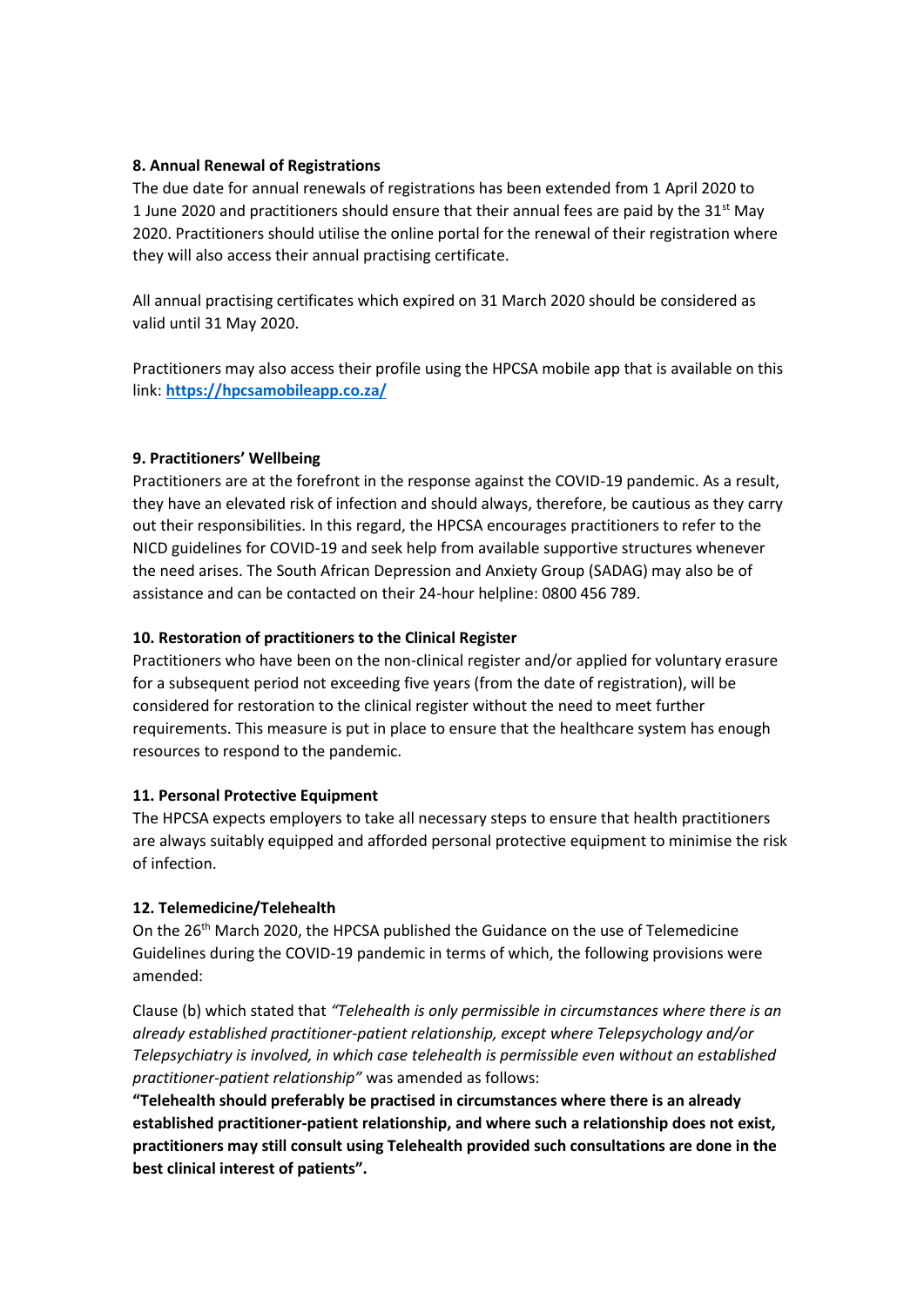**8. Annual Renewal of Registrations**

The due date for annual renewals of registrations has been extended from 1 April 2020 to 1 June 2020 and practitioners should ensure that their annual fees are paid by the 31st May 2020. Practitioners should utilise the online portal for the renewal of their registration where they will also access their annual practising certificate.

All annual practising certificates which expired on 31 March 2020 should be considered as valid until 31 May 2020.

Practitioners may also access their profile using the HPCSA mobile app that is available on this link: **[https://hpcsamobileapp.co.za/](https://hpcsamobileapp.co.za/)**

**9. Practitioners' Wellbeing**

Practitioners are at the forefront in the response against the COVID-19 pandemic. As a result, they have an elevated risk of infection and should always, therefore, be cautious as they carry out their responsibilities. In this regard, the HPCSA encourages practitioners to refer to the NICD guidelines for COVID-19 and seek help from available supportive structures whenever the need arises. The South African Depression and Anxiety Group (SADAG) may also be of assistance and can be contacted on their 24-hour helpline: 0800 456 789.

**10. Restoration of practitioners to the Clinical Register**

Practitioners who have been on the non-clinical register and/or applied for voluntary erasure for a subsequent period not exceeding five years (from the date of registration), will be considered for restoration to the clinical register without the need to meet further requirements. This measure is put in place to ensure that the healthcare system has enough resources to respond to the pandemic.

**11. Personal Protective Equipment**

The HPCSA expects employers to take all necessary steps to ensure that health practitioners are always suitably equipped and afforded personal protective equipment to minimise the risk of infection.

**12. Telemedicine/Telehealth**

On the 26th March 2020, the HPCSA published the Guidance on the use of Telemedicine Guidelines during the COVID-19 pandemic in terms of which, the following provisions were amended:

Clause (b) which stated that *"Telehealth is only permissible in circumstances where there is an already established practitioner-patient relationship, except where Telepsychology and/or Telepsychiatry is involved, in which case telehealth is permissible even without an established practitioner-patient relationship"* was amended as follows:

**"Telehealth should preferably be practised in circumstances where there is an already established practitioner-patient relationship, and where such a relationship does not exist, practitioners may still consult using Telehealth provided such consultations are done in the best clinical interest of patients".**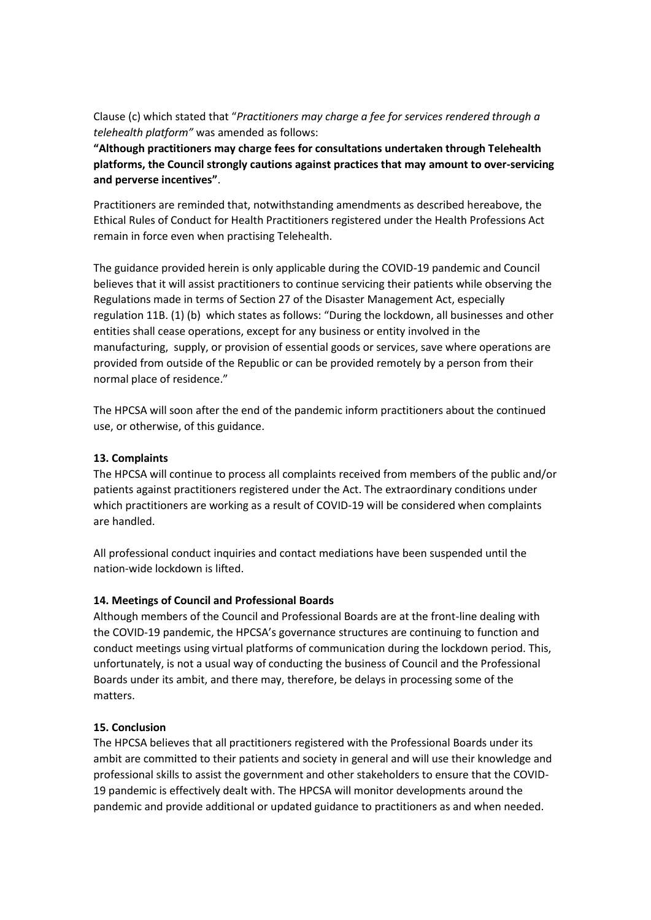Clause (c) which stated that "*Practitioners may charge a fee for services rendered through a telehealth platform"* was amended as follows:

**"Although practitioners may charge fees for consultations undertaken through Telehealth platforms, the Council strongly cautions against practices that may amount to over-servicing and perverse incentives"**.

Practitioners are reminded that, notwithstanding amendments as described hereabove, the Ethical Rules of Conduct for Health Practitioners registered under the Health Professions Act remain in force even when practising Telehealth.

The guidance provided herein is only applicable during the COVID-19 pandemic and Council believes that it will assist practitioners to continue servicing their patients while observing the Regulations made in terms of Section 27 of the Disaster Management Act, especially regulation 11B. (1) (b) which states as follows: "During the lockdown, all businesses and other entities shall cease operations, except for any business or entity involved in the manufacturing, supply, or provision of essential goods or services, save where operations are provided from outside of the Republic or can be provided remotely by a person from their normal place of residence."

The HPCSA will soon after the end of the pandemic inform practitioners about the continued use, or otherwise, of this guidance.

**13. Complaints**

The HPCSA will continue to process all complaints received from members of the public and/or patients against practitioners registered under the Act. The extraordinary conditions under which practitioners are working as a result of COVID-19 will be considered when complaints are handled.

All professional conduct inquiries and contact mediations have been suspended until the nation-wide lockdown is lifted.

**14. Meetings of Council and Professional Boards**

Although members of the Council and Professional Boards are at the front-line dealing with the COVID-19 pandemic, the HPCSA's governance structures are continuing to function and conduct meetings using virtual platforms of communication during the lockdown period. This, unfortunately, is not a usual way of conducting the business of Council and the Professional Boards under its ambit, and there may, therefore, be delays in processing some of the matters.

**15. Conclusion**

The HPCSA believes that all practitioners registered with the Professional Boards under its ambit are committed to their patients and society in general and will use their knowledge and professional skills to assist the government and other stakeholders to ensure that the COVID-19 pandemic is effectively dealt with. The HPCSA will monitor developments around the pandemic and provide additional or updated guidance to practitioners as and when needed.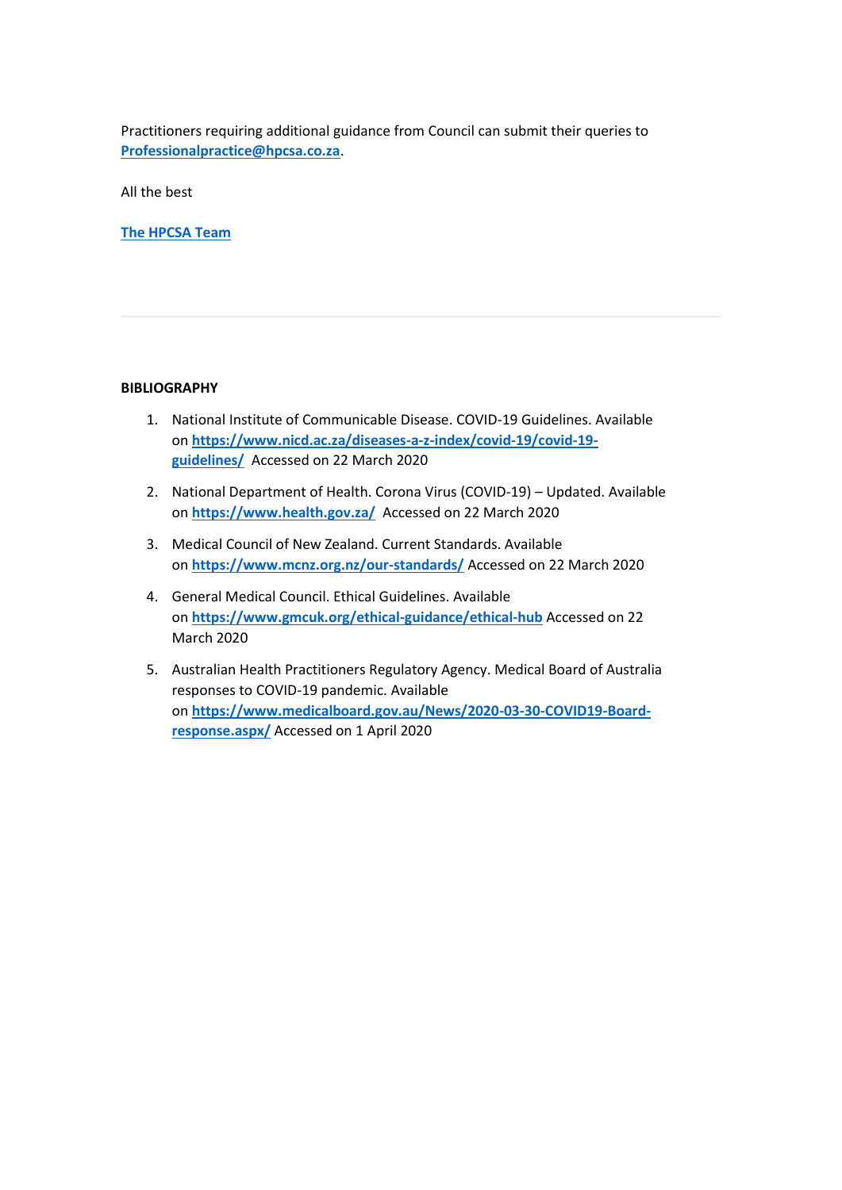Practitioners requiring additional guidance from Council can submit their queries to **Professionalpractice@hpcsa.co.za**.

All the best

**The HPCSA Team**

---

**BIBLIOGRAPHY**

1. National Institute of Communicable Disease. COVID-19 Guidelines. Available on **https://www.nicd.ac.za/diseases-a-z-index/covid-19/covid-19-guidelines/** Accessed on 22 March 2020
2. National Department of Health. Corona Virus (COVID-19) – Updated. Available on **https://www.health.gov.za/** Accessed on 22 March 2020
3. Medical Council of New Zealand. Current Standards. Available on **https://www.mcnz.org.nz/our-standards/** Accessed on 22 March 2020
4. General Medical Council. Ethical Guidelines. Available on **https://www.gmcuk.org/ethical-guidance/ethical-hub** Accessed on 22 March 2020
5. Australian Health Practitioners Regulatory Agency. Medical Board of Australia responses to COVID-19 pandemic. Available on **https://www.medicalboard.gov.au/News/2020-03-30-COVID19-Board-response.aspx/** Accessed on 1 April 2020